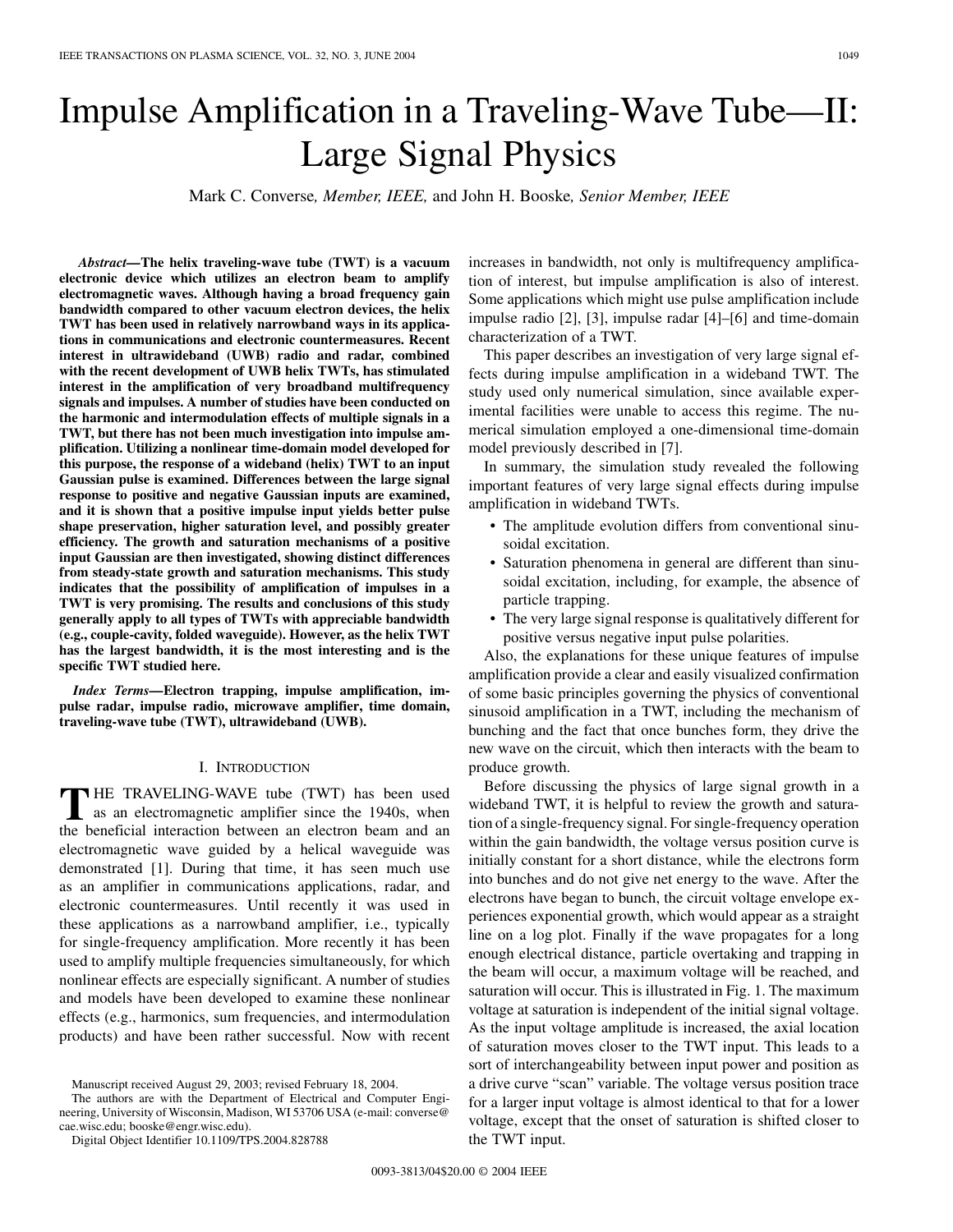# Impulse Amplification in a Traveling-Wave Tube—II: Large Signal Physics

Mark C. Converse, *Member, IEEE,* and John H. Booske, *Senior Member, IEEE*

***Abstract*—The helix traveling-wave tube (TWT) is a vacuum electronic device which utilizes an electron beam to amplify electromagnetic waves. Although having a broad frequency gain bandwidth compared to other vacuum electron devices, the helix TWT has been used in relatively narrowband ways in its applications in communications and electronic countermeasures. Recent interest in ultrawideband (UWB) radio and radar, combined with the recent development of UWB helix TWTs, has stimulated interest in the amplification of very broadband multifrequency signals and impulses. A number of studies have been conducted on the harmonic and intermodulation effects of multiple signals in a TWT, but there has not been much investigation into impulse amplification. Utilizing a nonlinear time-domain model developed for this purpose, the response of a wideband (helix) TWT to an input Gaussian pulse is examined. Differences between the large signal response to positive and negative Gaussian inputs are examined, and it is shown that a positive impulse input yields better pulse shape preservation, higher saturation level, and possibly greater efficiency. The growth and saturation mechanisms of a positive input Gaussian are then investigated, showing distinct differences from steady-state growth and saturation mechanisms. This study indicates that the possibility of amplification of impulses in a TWT is very promising. The results and conclusions of this study generally apply to all types of TWTs with appreciable bandwidth (e.g., couple-cavity, folded waveguide). However, as the helix TWT has the largest bandwidth, it is the most interesting and is the specific TWT studied here.**

***Index Terms*—Electron trapping, impulse amplification, impulse radar, impulse radio, microwave amplifier, time domain, traveling-wave tube (TWT), ultrawideband (UWB).**

## I. Introduction

The traveling-wave tube (TWT) has been used as an electromagnetic amplifier since the 1940s, when the beneficial interaction between an electron beam and an electromagnetic wave guided by a helical waveguide was demonstrated [1]. During that time, it has seen much use as an amplifier in communications applications, radar, and electronic countermeasures. Until recently it was used in these applications as a narrowband amplifier, i.e., typically for single-frequency amplification. More recently it has been used to amplify multiple frequencies simultaneously, for which nonlinear effects are especially significant. A number of studies and models have been developed to examine these nonlinear effects (e.g., harmonics, sum frequencies, and intermodulation products) and have been rather successful. Now with recent increases in bandwidth, not only is multifrequency amplification of interest, but impulse amplification is also of interest. Some applications which might use pulse amplification include impulse radio [2], [3], impulse radar [4]–[6] and time-domain characterization of a TWT.

This paper describes an investigation of very large signal effects during impulse amplification in a wideband TWT. The study used only numerical simulation, since available experimental facilities were unable to access this regime. The numerical simulation employed a one-dimensional time-domain model previously described in [7].

In summary, the simulation study revealed the following important features of very large signal effects during impulse amplification in wideband TWTs.

- The amplitude evolution differs from conventional sinusoidal excitation.
- Saturation phenomena in general are different than sinusoidal excitation, including, for example, the absence of particle trapping.
- The very large signal response is qualitatively different for positive versus negative input pulse polarities.

Also, the explanations for these unique features of impulse amplification provide a clear and easily visualized confirmation of some basic principles governing the physics of conventional sinusoid amplification in a TWT, including the mechanism of bunching and the fact that once bunches form, they drive the new wave on the circuit, which then interacts with the beam to produce growth.

Before discussing the physics of large signal growth in a wideband TWT, it is helpful to review the growth and saturation of a single-frequency signal. For single-frequency operation within the gain bandwidth, the voltage versus position curve is initially constant for a short distance, while the electrons form into bunches and do not give net energy to the wave. After the electrons have began to bunch, the circuit voltage envelope experiences exponential growth, which would appear as a straight line on a log plot. Finally if the wave propagates for a long enough electrical distance, particle overtaking and trapping in the beam will occur, a maximum voltage will be reached, and saturation will occur. This is illustrated in Fig. 1. The maximum voltage at saturation is independent of the initial signal voltage. As the input voltage amplitude is increased, the axial location of saturation moves closer to the TWT input. This leads to a sort of interchangeability between input power and position as a drive curve "scan" variable. The voltage versus position trace for a larger input voltage is almost identical to that for a lower voltage, except that the onset of saturation is shifted closer to the TWT input.

Manuscript received August 29, 2003; revised February 18, 2004.

The authors are with the Department of Electrical and Computer Engineering, University of Wisconsin, Madison, WI 53706 USA (e-mail: converse@cae.wisc.edu; booske@engr.wisc.edu).

Digital Object Identifier 10.1109/TPS.2004.828788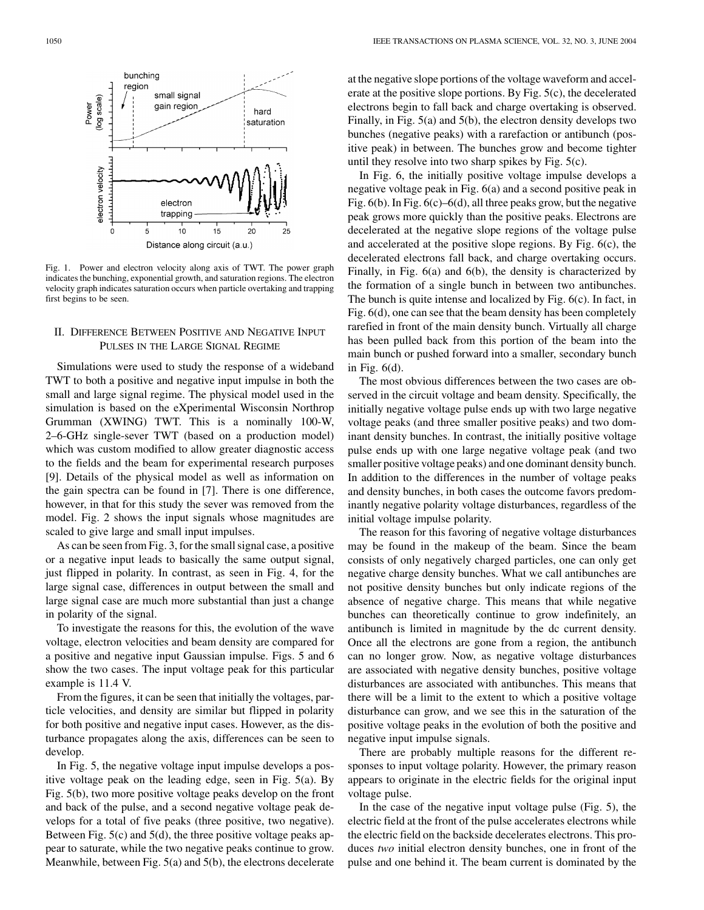bunching region

small signal gain region

hard saturation

Power (log scale)

electron velocity

electron trapping

0 5 10 15 20 25

Distance along circuit (a.u.)

Fig. 1. Power and electron velocity along axis of TWT. The power graph indicates the bunching, exponential growth, and saturation regions. The electron velocity graph indicates saturation occurs when particle overtaking and trapping first begins to be seen.

## II. Difference Between Positive and Negative Input Pulses in the Large Signal Regime

Simulations were used to study the response of a wideband TWT to both a positive and negative input impulse in both the small and large signal regime. The physical model used in the simulation is based on the eXperimental Wisconsin Northrop Grumman (XWING) TWT. This is a nominally 100-W, 2–6-GHz single-sever TWT (based on a production model) which was custom modified to allow greater diagnostic access to the fields and the beam for experimental research purposes [9]. Details of the physical model as well as information on the gain spectra can be found in [7]. There is one difference, however, in that for this study the sever was removed from the model. Fig. 2 shows the input signals whose magnitudes are scaled to give large and small input impulses.

As can be seen from Fig. 3, for the small signal case, a positive or a negative input leads to basically the same output signal, just flipped in polarity. In contrast, as seen in Fig. 4, for the large signal case, differences in output between the small and large signal case are much more substantial than just a change in polarity of the signal.

To investigate the reasons for this, the evolution of the wave voltage, electron velocities and beam density are compared for a positive and negative input Gaussian impulse. Figs. 5 and 6 show the two cases. The input voltage peak for this particular example is 11.4 V.

From the figures, it can be seen that initially the voltages, particle velocities, and density are similar but flipped in polarity for both positive and negative input cases. However, as the disturbance propagates along the axis, differences can be seen to develop.

In Fig. 5, the negative voltage input impulse develops a positive voltage peak on the leading edge, seen in Fig. 5(a). By Fig. 5(b), two more positive voltage peaks develop on the front and back of the pulse, and a second negative voltage peak develops for a total of five peaks (three positive, two negative). Between Fig. 5(c) and 5(d), the three positive voltage peaks appear to saturate, while the two negative peaks continue to grow. Meanwhile, between Fig. 5(a) and 5(b), the electrons decelerate at the negative slope portions of the voltage waveform and accelerate at the positive slope portions. By Fig. 5(c), the decelerated electrons begin to fall back and charge overtaking is observed. Finally, in Fig. 5(a) and 5(b), the electron density develops two bunches (negative peaks) with a rarefaction or antibunch (positive peak) in between. The bunches grow and become tighter until they resolve into two sharp spikes by Fig. 5(c).

In Fig. 6, the initially positive voltage impulse develops a negative voltage peak in Fig. 6(a) and a second positive peak in Fig. 6(b). In Fig. 6(c)–6(d), all three peaks grow, but the negative peak grows more quickly than the positive peaks. Electrons are decelerated at the negative slope regions of the voltage pulse and accelerated at the positive slope regions. By Fig. 6(c), the decelerated electrons fall back, and charge overtaking occurs. Finally, in Fig. 6(a) and 6(b), the density is characterized by the formation of a single bunch in between two antibunches. The bunch is quite intense and localized by Fig. 6(c). In fact, in Fig. 6(d), one can see that the beam density has been completely rarefied in front of the main density bunch. Virtually all charge has been pulled back from this portion of the beam into the main bunch or pushed forward into a smaller, secondary bunch in Fig. 6(d).

The most obvious differences between the two cases are observed in the circuit voltage and beam density. Specifically, the initially negative voltage pulse ends up with two large negative voltage peaks (and three smaller positive peaks) and two dominant density bunches. In contrast, the initially positive voltage pulse ends up with one large negative voltage peak (and two smaller positive voltage peaks) and one dominant density bunch. In addition to the differences in the number of voltage peaks and density bunches, in both cases the outcome favors predominantly negative polarity voltage disturbances, regardless of the initial voltage impulse polarity.

The reason for this favoring of negative voltage disturbances may be found in the makeup of the beam. Since the beam consists of only negatively charged particles, one can only get negative charge density bunches. What we call antibunches are not positive density bunches but only indicate regions of the absence of negative charge. This means that while negative bunches can theoretically continue to grow indefinitely, an antibunch is limited in magnitude by the dc current density. Once all the electrons are gone from a region, the antibunch can no longer grow. Now, as negative voltage disturbances are associated with negative density bunches, positive voltage disturbances are associated with antibunches. This means that there will be a limit to the extent to which a positive voltage disturbance can grow, and we see this in the saturation of the positive voltage peaks in the evolution of both the positive and negative input impulse signals.

There are probably multiple reasons for the different responses to input voltage polarity. However, the primary reason appears to originate in the electric fields for the original input voltage pulse.

In the case of the negative input voltage pulse (Fig. 5), the electric field at the front of the pulse accelerates electrons while the electric field on the backside decelerates electrons. This produces *two* initial electron density bunches, one in front of the pulse and one behind it. The beam current is dominated by the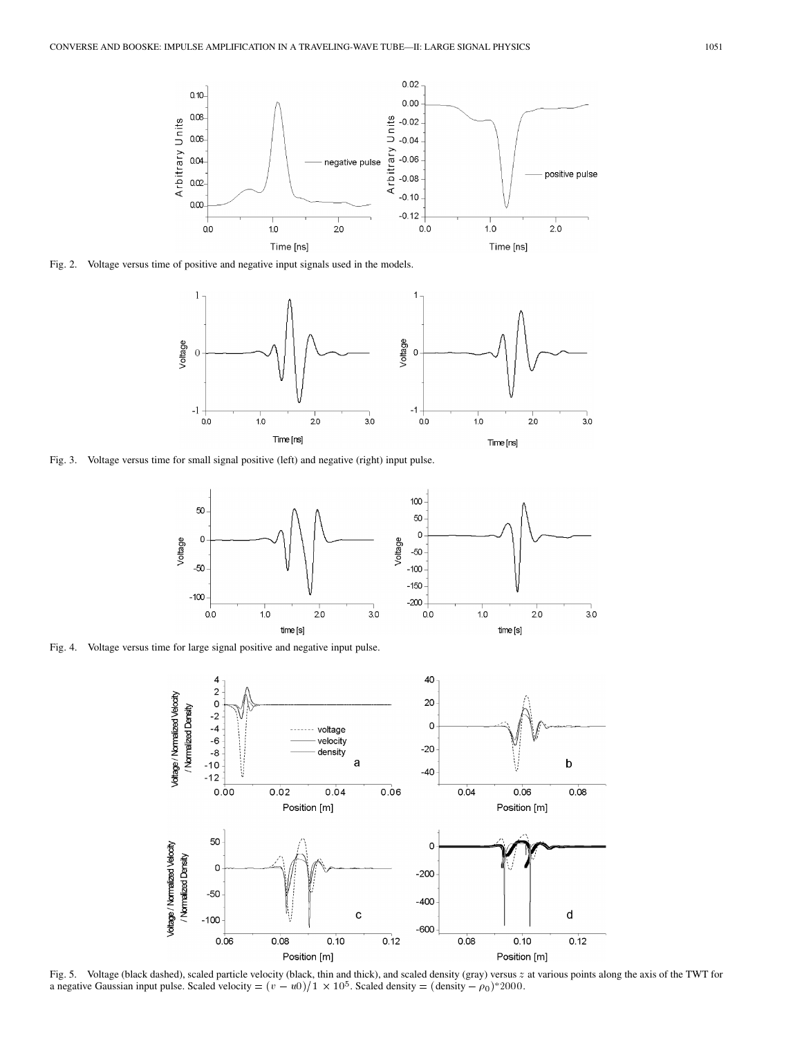Arbitrary Units

0.10
0.08
0.06
0.04
0.02
0.00

0.0 1.0 2.0

Time [ns]

negative pulse

Arbitrary Units

0.02
0.00
-0.02
-0.04
-0.06
-0.08
-0.10
-0.12

0.0 1.0 2.0

Time [ns]

positive pulse

Fig. 2. Voltage versus time of positive and negative input signals used in the models.

Voltage

1
0
-1

0.0 1.0 2.0 3.0

Time [ns]

Voltage

1
0
-1

0.0 1.0 2.0 3.0

Time [ns]

Fig. 3. Voltage versus time for small signal positive (left) and negative (right) input pulse.

Voltage

50
0
-50
-100

0.0 1.0 2.0 3.0

time [s]

Voltage

100
50
0
-50
-100
-150
-200

0.0 1.0 2.0 3.0

time [s]

Fig. 4. Voltage versus time for large signal positive and negative input pulse.

Voltage / Normalized Velocity / Normalized Density

4
2
0
-2
-4
-6
-8
-10
-12

0.00 0.02 0.04 0.06

Position [m]

voltage
velocity
density

a

40
20
0
-20
-40

0.04 0.06 0.08

Position [m]

b

Voltage / Normalized Velocity / Normalized Density

50
0
-50
-100

0.06 0.08 0.10 0.12

Position [m]

c

0
-200
-400
-600

0.08 0.10 0.12

Position [m]

d

Fig. 5. Voltage (black dashed), scaled particle velocity (black, thin and thick), and scaled density (gray) versus $z$ at various points along the axis of the TWT for a negative Gaussian input pulse. Scaled velocity $= (v - u0)/1 \times 10^5$. Scaled density $= (\text{density} - \rho_0)^*2000$.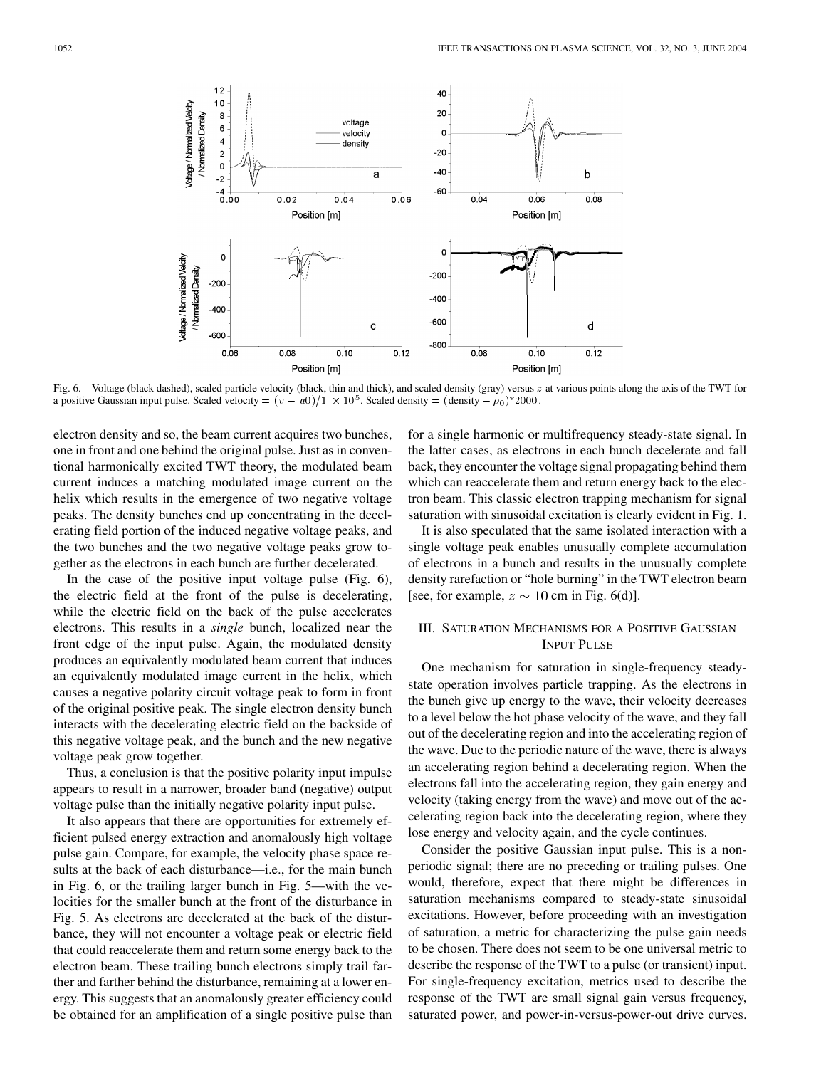12
10
8
6
4
2
0
-2
-4

Voltage / Normalized Velcity / Normalized Density

voltage
velocity
density

a

0.00 0.02 0.04 0.06

Position [m]

40
20
0
-20
-40
-60

b

0.04 0.06 0.08

Position [m]

0
-200
-400
-600

Voltage / Normalized Velcity / Normalized Density

c

0.06 0.08 0.10 0.12

Position [m]

0
-200
-400
-600
-800

d

0.08 0.10 0.12

Position [m]

Fig. 6. Voltage (black dashed), scaled particle velocity (black, thin and thick), and scaled density (gray) versus $z$ at various points along the axis of the TWT for a positive Gaussian input pulse. Scaled velocity $= (v - u0)/1 \times 10^5$. Scaled density $= (\text{density} - \rho_0)^*2000$.

electron density and so, the beam current acquires two bunches, one in front and one behind the original pulse. Just as in conventional harmonically excited TWT theory, the modulated beam current induces a matching modulated image current on the helix which results in the emergence of two negative voltage peaks. The density bunches end up concentrating in the decelerating field portion of the induced negative voltage peaks, and the two bunches and the two negative voltage peaks grow together as the electrons in each bunch are further decelerated.

In the case of the positive input voltage pulse (Fig. 6), the electric field at the front of the pulse is decelerating, while the electric field on the back of the pulse accelerates electrons. This results in a *single* bunch, localized near the front edge of the input pulse. Again, the modulated density produces an equivalently modulated beam current that induces an equivalently modulated image current in the helix, which causes a negative polarity circuit voltage peak to form in front of the original positive peak. The single electron density bunch interacts with the decelerating electric field on the backside of this negative voltage peak, and the bunch and the new negative voltage peak grow together.

Thus, a conclusion is that the positive polarity input impulse appears to result in a narrower, broader band (negative) output voltage pulse than the initially negative polarity input pulse.

It also appears that there are opportunities for extremely efficient pulsed energy extraction and anomalously high voltage pulse gain. Compare, for example, the velocity phase space results at the back of each disturbance—i.e., for the main bunch in Fig. 6, or the trailing larger bunch in Fig. 5—with the velocities for the smaller bunch at the front of the disturbance in Fig. 5. As electrons are decelerated at the back of the disturbance, they will not encounter a voltage peak or electric field that could reaccelerate them and return some energy back to the electron beam. These trailing bunch electrons simply trail farther and farther behind the disturbance, remaining at a lower energy. This suggests that an anomalously greater efficiency could be obtained for an amplification of a single positive pulse than for a single harmonic or multifrequency steady-state signal. In the latter cases, as electrons in each bunch decelerate and fall back, they encounter the voltage signal propagating behind them which can reaccelerate them and return energy back to the electron beam. This classic electron trapping mechanism for signal saturation with sinusoidal excitation is clearly evident in Fig. 1.

It is also speculated that the same isolated interaction with a single voltage peak enables unusually complete accumulation of electrons in a bunch and results in the unusually complete density rarefaction or "hole burning" in the TWT electron beam [see, for example, $z \sim 10$ cm in Fig. 6(d)].

## III. Saturation Mechanisms for a Positive Gaussian Input Pulse

One mechanism for saturation in single-frequency steady-state operation involves particle trapping. As the electrons in the bunch give up energy to the wave, their velocity decreases to a level below the hot phase velocity of the wave, and they fall out of the decelerating region and into the accelerating region of the wave. Due to the periodic nature of the wave, there is always an accelerating region behind a decelerating region. When the electrons fall into the accelerating region, they gain energy and velocity (taking energy from the wave) and move out of the accelerating region back into the decelerating region, where they lose energy and velocity again, and the cycle continues.

Consider the positive Gaussian input pulse. This is a nonperiodic signal; there are no preceding or trailing pulses. One would, therefore, expect that there might be differences in saturation mechanisms compared to steady-state sinusoidal excitations. However, before proceeding with an investigation of saturation, a metric for characterizing the pulse gain needs to be chosen. There does not seem to be one universal metric to describe the response of the TWT to a pulse (or transient) input. For single-frequency excitation, metrics used to describe the response of the TWT are small signal gain versus frequency, saturated power, and power-in-versus-power-out drive curves.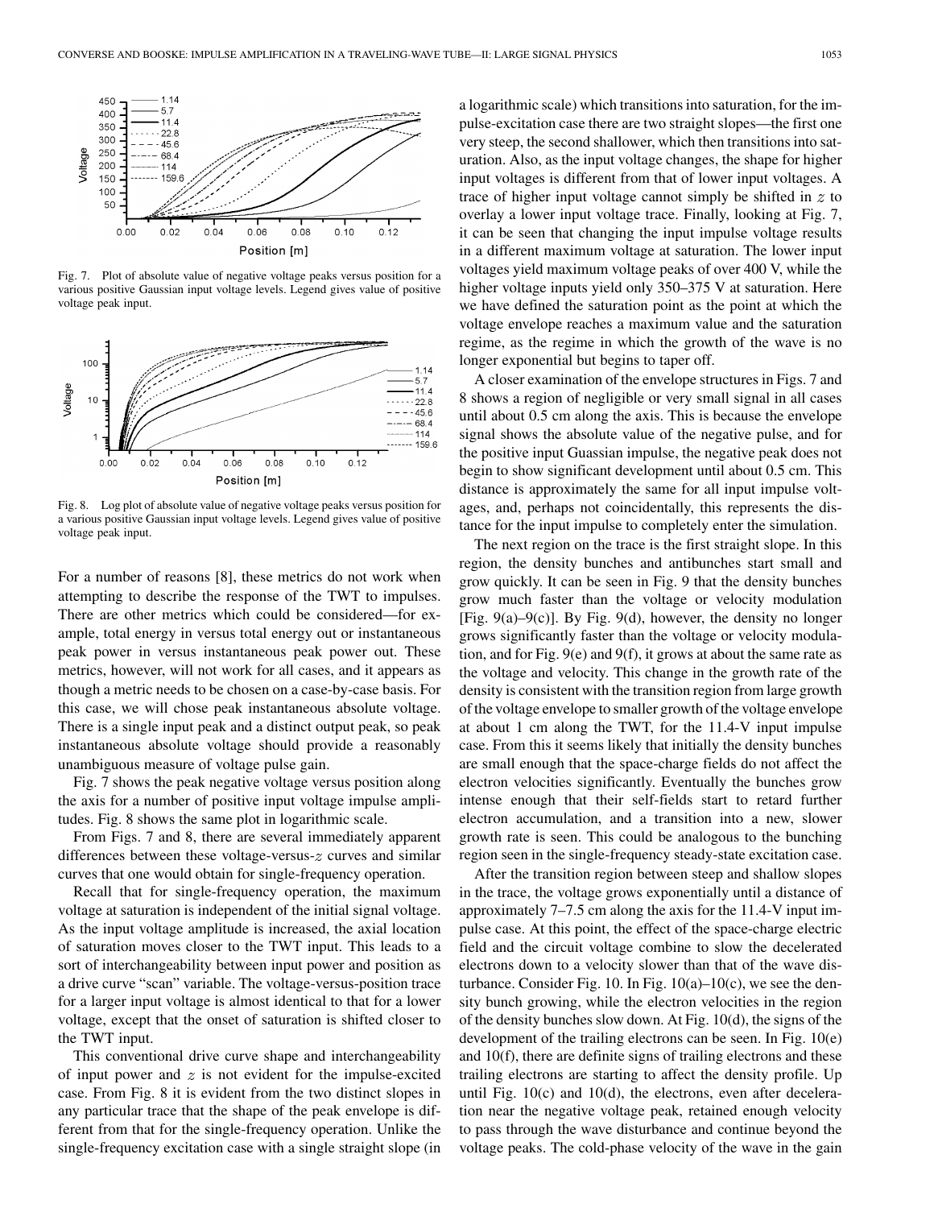450
400
350
300
250
200
150
100
50
Voltage
0.00 0.02 0.04 0.06 0.08 0.10 0.12
Position [m]
1.14
5.7
11.4
22.8
45.6
68.4
114
159.6

Fig. 7. Plot of absolute value of negative voltage peaks versus position for a various positive Gaussian input voltage levels. Legend gives value of positive voltage peak input.

100
10
1
Voltage
0.00 0.02 0.04 0.06 0.08 0.10 0.12
Position [m]
1.14
5.7
11.4
22.8
45.6
68.4
114
159.6

Fig. 8. Log plot of absolute value of negative voltage peaks versus position for a various positive Gaussian input voltage levels. Legend gives value of positive voltage peak input.

For a number of reasons [8], these metrics do not work when attempting to describe the response of the TWT to impulses. There are other metrics which could be considered—for example, total energy in versus total energy out or instantaneous peak power in versus instantaneous peak power out. These metrics, however, will not work for all cases, and it appears as though a metric needs to be chosen on a case-by-case basis. For this case, we will chose peak instantaneous absolute voltage. There is a single input peak and a distinct output peak, so peak instantaneous absolute voltage should provide a reasonably unambiguous measure of voltage pulse gain.

Fig. 7 shows the peak negative voltage versus position along the axis for a number of positive input voltage impulse amplitudes. Fig. 8 shows the same plot in logarithmic scale.

From Figs. 7 and 8, there are several immediately apparent differences between these voltage-versus-$z$ curves and similar curves that one would obtain for single-frequency operation.

Recall that for single-frequency operation, the maximum voltage at saturation is independent of the initial signal voltage. As the input voltage amplitude is increased, the axial location of saturation moves closer to the TWT input. This leads to a sort of interchangeability between input power and position as a drive curve "scan" variable. The voltage-versus-position trace for a larger input voltage is almost identical to that for a lower voltage, except that the onset of saturation is shifted closer to the TWT input.

This conventional drive curve shape and interchangeability of input power and $z$ is not evident for the impulse-excited case. From Fig. 8 it is evident from the two distinct slopes in any particular trace that the shape of the peak envelope is different from that for the single-frequency operation. Unlike the single-frequency excitation case with a single straight slope (in a logarithmic scale) which transitions into saturation, for the impulse-excitation case there are two straight slopes—the first one very steep, the second shallower, which then transitions into saturation. Also, as the input voltage changes, the shape for higher input voltages is different from that of lower input voltages. A trace of higher input voltage cannot simply be shifted in $z$ to overlay a lower input voltage trace. Finally, looking at Fig. 7, it can be seen that changing the input impulse voltage results in a different maximum voltage at saturation. The lower input voltages yield maximum voltage peaks of over 400 V, while the higher voltage inputs yield only 350–375 V at saturation. Here we have defined the saturation point as the point at which the voltage envelope reaches a maximum value and the saturation regime, as the regime in which the growth of the wave is no longer exponential but begins to taper off.

A closer examination of the envelope structures in Figs. 7 and 8 shows a region of negligible or very small signal in all cases until about 0.5 cm along the axis. This is because the envelope signal shows the absolute value of the negative pulse, and for the positive input Guassian impulse, the negative peak does not begin to show significant development until about 0.5 cm. This distance is approximately the same for all input impulse voltages, and, perhaps not coincidentally, this represents the distance for the input impulse to completely enter the simulation.

The next region on the trace is the first straight slope. In this region, the density bunches and antibunches start small and grow quickly. It can be seen in Fig. 9 that the density bunches grow much faster than the voltage or velocity modulation [Fig. 9(a)–9(c)]. By Fig. 9(d), however, the density no longer grows significantly faster than the voltage or velocity modulation, and for Fig. 9(e) and 9(f), it grows at about the same rate as the voltage and velocity. This change in the growth rate of the density is consistent with the transition region from large growth of the voltage envelope to smaller growth of the voltage envelope at about 1 cm along the TWT, for the 11.4-V input impulse case. From this it seems likely that initially the density bunches are small enough that the space-charge fields do not affect the electron velocities significantly. Eventually the bunches grow intense enough that their self-fields start to retard further electron accumulation, and a transition into a new, slower growth rate is seen. This could be analogous to the bunching region seen in the single-frequency steady-state excitation case.

After the transition region between steep and shallow slopes in the trace, the voltage grows exponentially until a distance of approximately 7–7.5 cm along the axis for the 11.4-V input impulse case. At this point, the effect of the space-charge electric field and the circuit voltage combine to slow the decelerated electrons down to a velocity slower than that of the wave disturbance. Consider Fig. 10. In Fig. 10(a)–10(c), we see the density bunch growing, while the electron velocities in the region of the density bunches slow down. At Fig. 10(d), the signs of the development of the trailing electrons can be seen. In Fig. 10(e) and 10(f), there are definite signs of trailing electrons and these trailing electrons are starting to affect the density profile. Up until Fig. 10(c) and 10(d), the electrons, even after deceleration near the negative voltage peak, retained enough velocity to pass through the wave disturbance and continue beyond the voltage peaks. The cold-phase velocity of the wave in the gain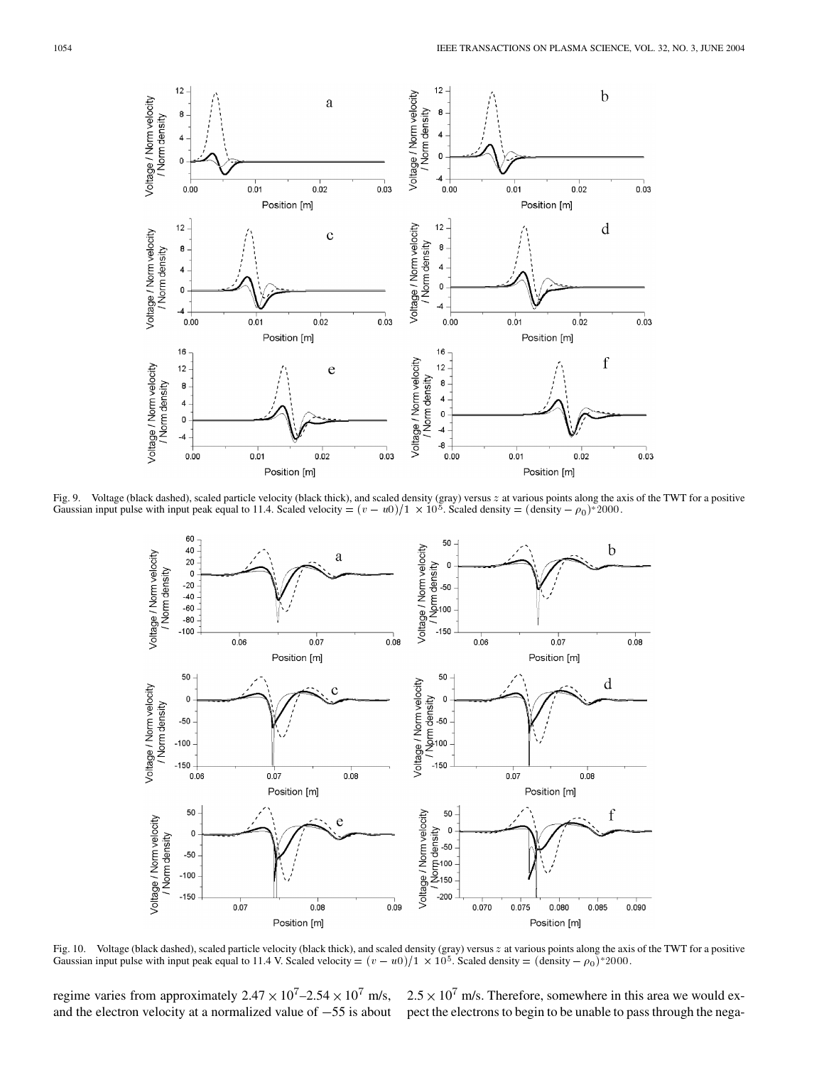Voltage / Norm velocity / Norm density

a

Position [m]

b

c

d

e

f

Fig. 9. Voltage (black dashed), scaled particle velocity (black thick), and scaled density (gray) versus $z$ at various points along the axis of the TWT for a positive Gaussian input pulse with input peak equal to 11.4. Scaled velocity $= (v - u0)/1 \times 10^5$. Scaled density $=$ (density $- \rho_0$)$*2000$.

Voltage / Norm velocity / Norm density

a

Position [m]

b

c

d

e

f

Fig. 10. Voltage (black dashed), scaled particle velocity (black thick), and scaled density (gray) versus $z$ at various points along the axis of the TWT for a positive Gaussian input pulse with input peak equal to 11.4 V. Scaled velocity $= (v - u0)/1 \times 10^5$. Scaled density $=$ (density $- \rho_0$)$*2000$.

regime varies from approximately $2.47 \times 10^7$–$2.54 \times 10^7$ m/s, and the electron velocity at a normalized value of $-55$ is about $2.5 \times 10^7$ m/s. Therefore, somewhere in this area we would expect the electrons to begin to be unable to pass through the nega-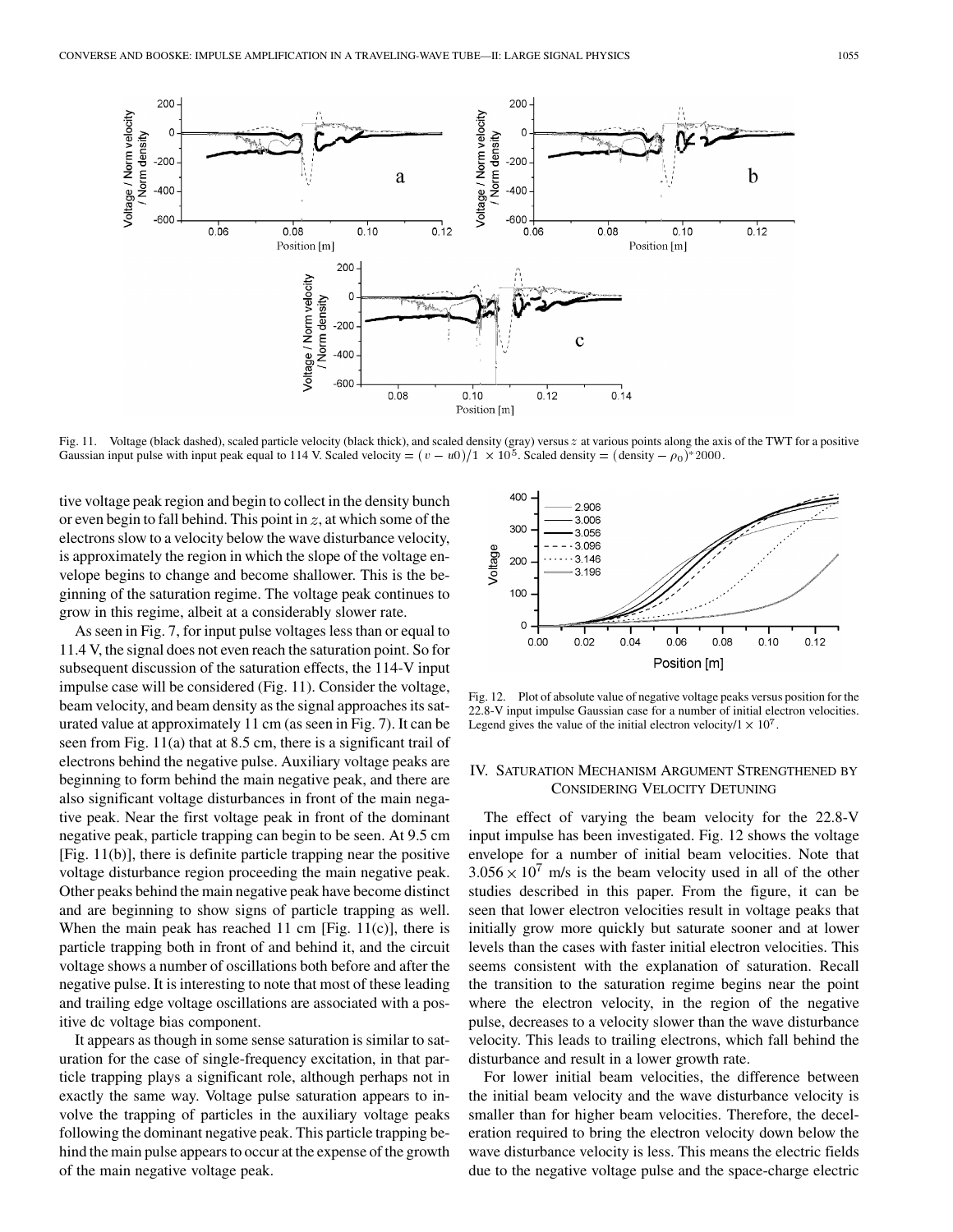Voltage / Norm velocity / Norm density

200
0
-200
-400
-600

0.06 0.08 0.10 0.12

Position [m]

a

Voltage / Norm velocity / Norm density

200
0
-200
-400
-600

0.06 0.08 0.10 0.12

Position [m]

b

Voltage / Norm velocity / Norm density

200
0
-200
-400
-600

0.08 0.10 0.12 0.14

Position [m]

c

Fig. 11. Voltage (black dashed), scaled particle velocity (black thick), and scaled density (gray) versus $z$ at various points along the axis of the TWT for a positive Gaussian input pulse with input peak equal to 114 V. Scaled velocity $= (v - u0)/1 \times 10^5$. Scaled density $= (\text{density} - \rho_0)^* 2000$.

tive voltage peak region and begin to collect in the density bunch or even begin to fall behind. This point in $z$, at which some of the electrons slow to a velocity below the wave disturbance velocity, is approximately the region in which the slope of the voltage envelope begins to change and become shallower. This is the beginning of the saturation regime. The voltage peak continues to grow in this regime, albeit at a considerably slower rate.

As seen in Fig. 7, for input pulse voltages less than or equal to 11.4 V, the signal does not even reach the saturation point. So for subsequent discussion of the saturation effects, the 114-V input impulse case will be considered (Fig. 11). Consider the voltage, beam velocity, and beam density as the signal approaches its saturated value at approximately 11 cm (as seen in Fig. 7). It can be seen from Fig. 11(a) that at 8.5 cm, there is a significant trail of electrons behind the negative pulse. Auxiliary voltage peaks are beginning to form behind the main negative peak, and there are also significant voltage disturbances in front of the main negative peak. Near the first voltage peak in front of the dominant negative peak, particle trapping can begin to be seen. At 9.5 cm [Fig. 11(b)], there is definite particle trapping near the positive voltage disturbance region proceeding the main negative peak. Other peaks behind the main negative peak have become distinct and are beginning to show signs of particle trapping as well. When the main peak has reached 11 cm [Fig. 11(c)], there is particle trapping both in front of and behind it, and the circuit voltage shows a number of oscillations both before and after the negative pulse. It is interesting to note that most of these leading and trailing edge voltage oscillations are associated with a positive dc voltage bias component.

It appears as though in some sense saturation is similar to saturation for the case of single-frequency excitation, in that particle trapping plays a significant role, although perhaps not in exactly the same way. Voltage pulse saturation appears to involve the trapping of particles in the auxiliary voltage peaks following the dominant negative peak. This particle trapping behind the main pulse appears to occur at the expense of the growth of the main negative voltage peak.

Voltage

400
300
200
100
0

0.00 0.02 0.04 0.06 0.08 0.10 0.12

Position [m]

2.906
3.006
3.056
3.096
3.146
3.196

Fig. 12. Plot of absolute value of negative voltage peaks versus position for the 22.8-V input impulse Gaussian case for a number of initial electron velocities. Legend gives the value of the initial electron velocity/$1 \times 10^7$.

## IV. Saturation Mechanism Argument Strengthened by Considering Velocity Detuning

The effect of varying the beam velocity for the 22.8-V input impulse has been investigated. Fig. 12 shows the voltage envelope for a number of initial beam velocities. Note that $3.056 \times 10^7$ m/s is the beam velocity used in all of the other studies described in this paper. From the figure, it can be seen that lower electron velocities result in voltage peaks that initially grow more quickly but saturate sooner and at lower levels than the cases with faster initial electron velocities. This seems consistent with the explanation of saturation. Recall the transition to the saturation regime begins near the point where the electron velocity, in the region of the negative pulse, decreases to a velocity slower than the wave disturbance velocity. This leads to trailing electrons, which fall behind the disturbance and result in a lower growth rate.

For lower initial beam velocities, the difference between the initial beam velocity and the wave disturbance velocity is smaller than for higher beam velocities. Therefore, the deceleration required to bring the electron velocity down below the wave disturbance velocity is less. This means the electric fields due to the negative voltage pulse and the space-charge electric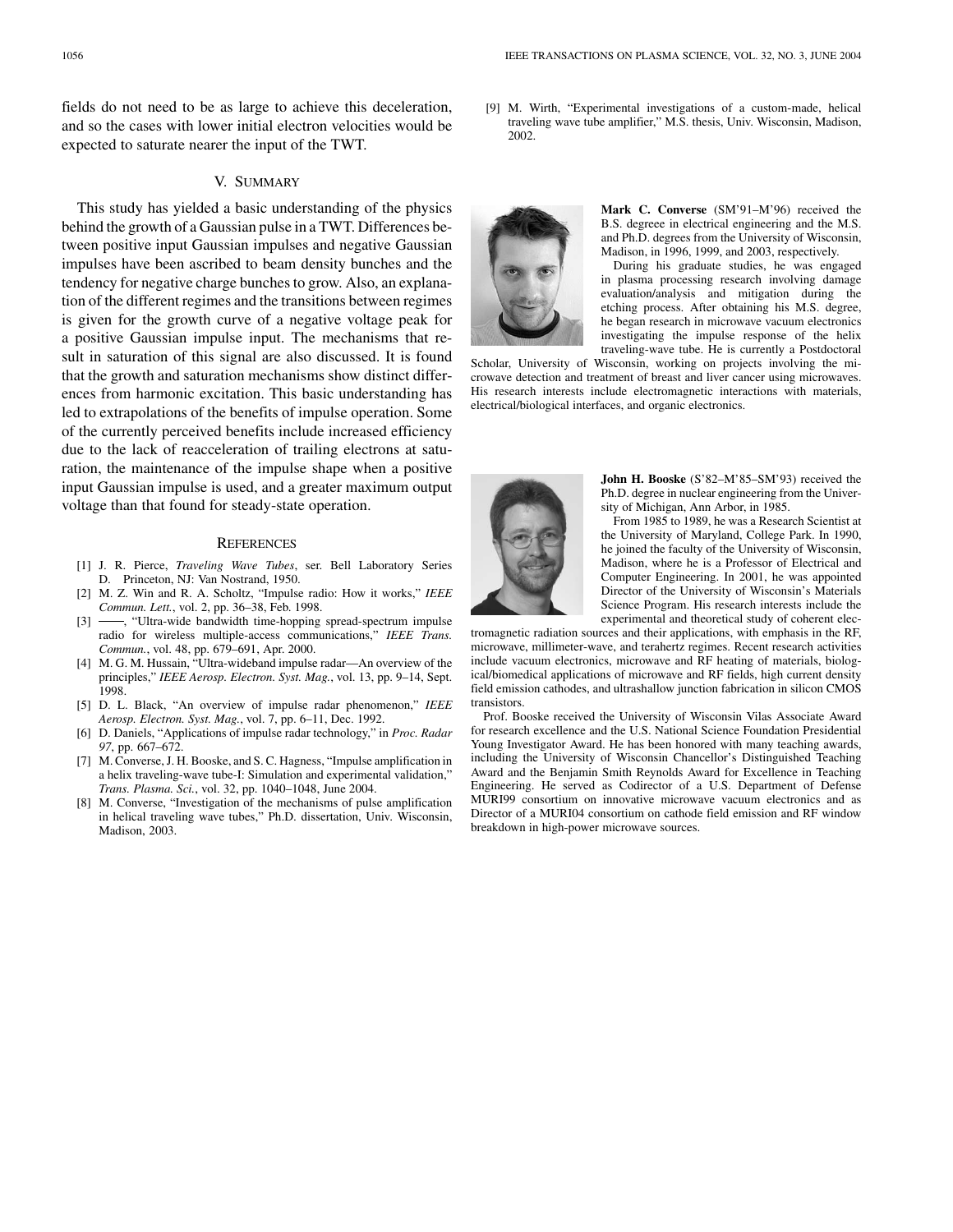fields do not need to be as large to achieve this deceleration, and so the cases with lower initial electron velocities would be expected to saturate nearer the input of the TWT.

## V. Summary

This study has yielded a basic understanding of the physics behind the growth of a Gaussian pulse in a TWT. Differences between positive input Gaussian impulses and negative Gaussian impulses have been ascribed to beam density bunches and the tendency for negative charge bunches to grow. Also, an explanation of the different regimes and the transitions between regimes is given for the growth curve of a negative voltage peak for a positive Gaussian impulse input. The mechanisms that result in saturation of this signal are also discussed. It is found that the growth and saturation mechanisms show distinct differences from harmonic excitation. This basic understanding has led to extrapolations of the benefits of impulse operation. Some of the currently perceived benefits include increased efficiency due to the lack of reacceleration of trailing electrons at saturation, the maintenance of the impulse shape when a positive input Gaussian impulse is used, and a greater maximum output voltage than that found for steady-state operation.

## References

[1] J. R. Pierce, *Traveling Wave Tubes*, ser. Bell Laboratory Series D. Princeton, NJ: Van Nostrand, 1950.

[2] M. Z. Win and R. A. Scholtz, "Impulse radio: How it works," *IEEE Commun. Lett.*, vol. 2, pp. 36–38, Feb. 1998.

[3] ——, "Ultra-wide bandwidth time-hopping spread-spectrum impulse radio for wireless multiple-access communications," *IEEE Trans. Commun.*, vol. 48, pp. 679–691, Apr. 2000.

[4] M. G. M. Hussain, "Ultra-wideband impulse radar—An overview of the principles," *IEEE Aerosp. Electron. Syst. Mag.*, vol. 13, pp. 9–14, Sept. 1998.

[5] D. L. Black, "An overview of impulse radar phenomenon," *IEEE Aerosp. Electron. Syst. Mag.*, vol. 7, pp. 6–11, Dec. 1992.

[6] D. Daniels, "Applications of impulse radar technology," in *Proc. Radar 97*, pp. 667–672.

[7] M. Converse, J. H. Booske, and S. C. Hagness, "Impulse amplification in a helix traveling-wave tube-I: Simulation and experimental validation," *Trans. Plasma. Sci.*, vol. 32, pp. 1040–1048, June 2004.

[8] M. Converse, "Investigation of the mechanisms of pulse amplification in helical traveling wave tubes," Ph.D. dissertation, Univ. Wisconsin, Madison, 2003.

[9] M. Wirth, "Experimental investigations of a custom-made, helical traveling wave tube amplifier," M.S. thesis, Univ. Wisconsin, Madison, 2002.

**Mark C. Converse** (SM'91–M'96) received the B.S. degreee in electrical engineering and the M.S. and Ph.D. degrees from the University of Wisconsin, Madison, in 1996, 1999, and 2003, respectively.

During his graduate studies, he was engaged in plasma processing research involving damage evaluation/analysis and mitigation during the etching process. After obtaining his M.S. degree, he began research in microwave vacuum electronics investigating the impulse response of the helix traveling-wave tube. He is currently a Postdoctoral Scholar, University of Wisconsin, working on projects involving the microwave detection and treatment of breast and liver cancer using microwaves. His research interests include electromagnetic interactions with materials, electrical/biological interfaces, and organic electronics.

**John H. Booske** (S'82–M'85–SM'93) received the Ph.D. degree in nuclear engineering from the University of Michigan, Ann Arbor, in 1985.

From 1985 to 1989, he was a Research Scientist at the University of Maryland, College Park. In 1990, he joined the faculty of the University of Wisconsin, Madison, where he is a Professor of Electrical and Computer Engineering. In 2001, he was appointed Director of the University of Wisconsin's Materials Science Program. His research interests include the experimental and theoretical study of coherent electromagnetic radiation sources and their applications, with emphasis in the RF, microwave, millimeter-wave, and terahertz regimes. Recent research activities include vacuum electronics, microwave and RF heating of materials, biological/biomedical applications of microwave and RF fields, high current density field emission cathodes, and ultrashallow junction fabrication in silicon CMOS transistors.

Prof. Booske received the University of Wisconsin Vilas Associate Award for research excellence and the U.S. National Science Foundation Presidential Young Investigator Award. He has been honored with many teaching awards, including the University of Wisconsin Chancellor's Distinguished Teaching Award and the Benjamin Smith Reynolds Award for Excellence in Teaching Engineering. He served as Codirector of a U.S. Department of Defense MURI99 consortium on innovative microwave vacuum electronics and as Director of a MURI04 consortium on cathode field emission and RF window breakdown in high-power microwave sources.